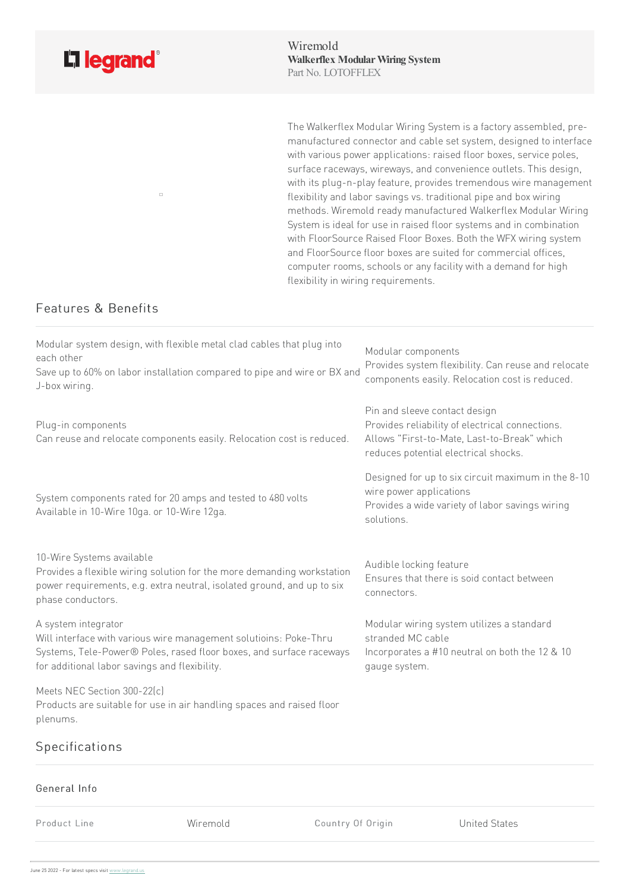Wiremold
**Walkerflex Modular Wiring System**
Part No. LOTOFFLEX

The Walkerflex Modular Wiring System is a factory assembled, pre-manufactured connector and cable set system, designed to interface with various power applications: raised floor boxes, service poles, surface raceways, wireways, and convenience outlets. This design, with its plug-n-play feature, provides tremendous wire management flexibility and labor savings vs. traditional pipe and box wiring methods. Wiremold ready manufactured Walkerflex Modular Wiring System is ideal for use in raised floor systems and in combination with FloorSource Raised Floor Boxes. Both the WFX wiring system and FloorSource floor boxes are suited for commercial offices, computer rooms, schools or any facility with a demand for high flexibility in wiring requirements.

## Features & Benefits

Modular system design, with flexible metal clad cables that plug into each other
Save up to 60% on labor installation compared to pipe and wire or BX and J-box wiring.

Modular components
Provides system flexibility. Can reuse and relocate components easily. Relocation cost is reduced.

Plug-in components
Can reuse and relocate components easily. Relocation cost is reduced.

Pin and sleeve contact design
Provides reliability of electrical connections. Allows "First-to-Mate, Last-to-Break" which reduces potential electrical shocks.

System components rated for 20 amps and tested to 480 volts
Available in 10-Wire 10ga. or 10-Wire 12ga.

Designed for up to six circuit maximum in the 8-10 wire power applications
Provides a wide variety of labor savings wiring solutions.

10-Wire Systems available
Provides a flexible wiring solution for the more demanding workstation power requirements, e.g. extra neutral, isolated ground, and up to six phase conductors.

Audible locking feature
Ensures that there is soid contact between connectors.

A system integrator
Will interface with various wire management solutioins: Poke-Thru Systems, Tele-Power® Poles, rased floor boxes, and surface raceways for additional labor savings and flexibility.

Modular wiring system utilizes a standard stranded MC cable
Incorporates a #10 neutral on both the 12 & 10 gauge system.

Meets NEC Section 300-22(c)
Products are suitable for use in air handling spaces and raised floor plenums.

## Specifications

### General Info

| | | | |
|---|---|---|---|
| Product Line | Wiremold | Country Of Origin | United States |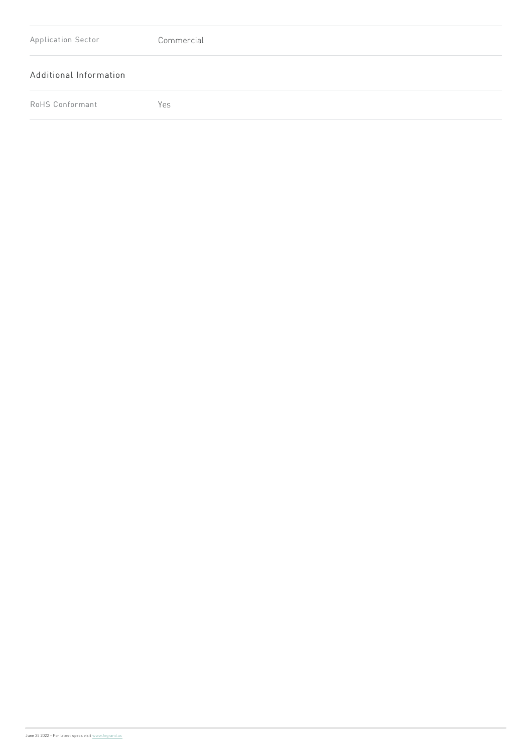| | |
|---|---|
| Application Sector | Commercial |

## Additional Information

| | |
|---|---|
| RoHS Conformant | Yes |